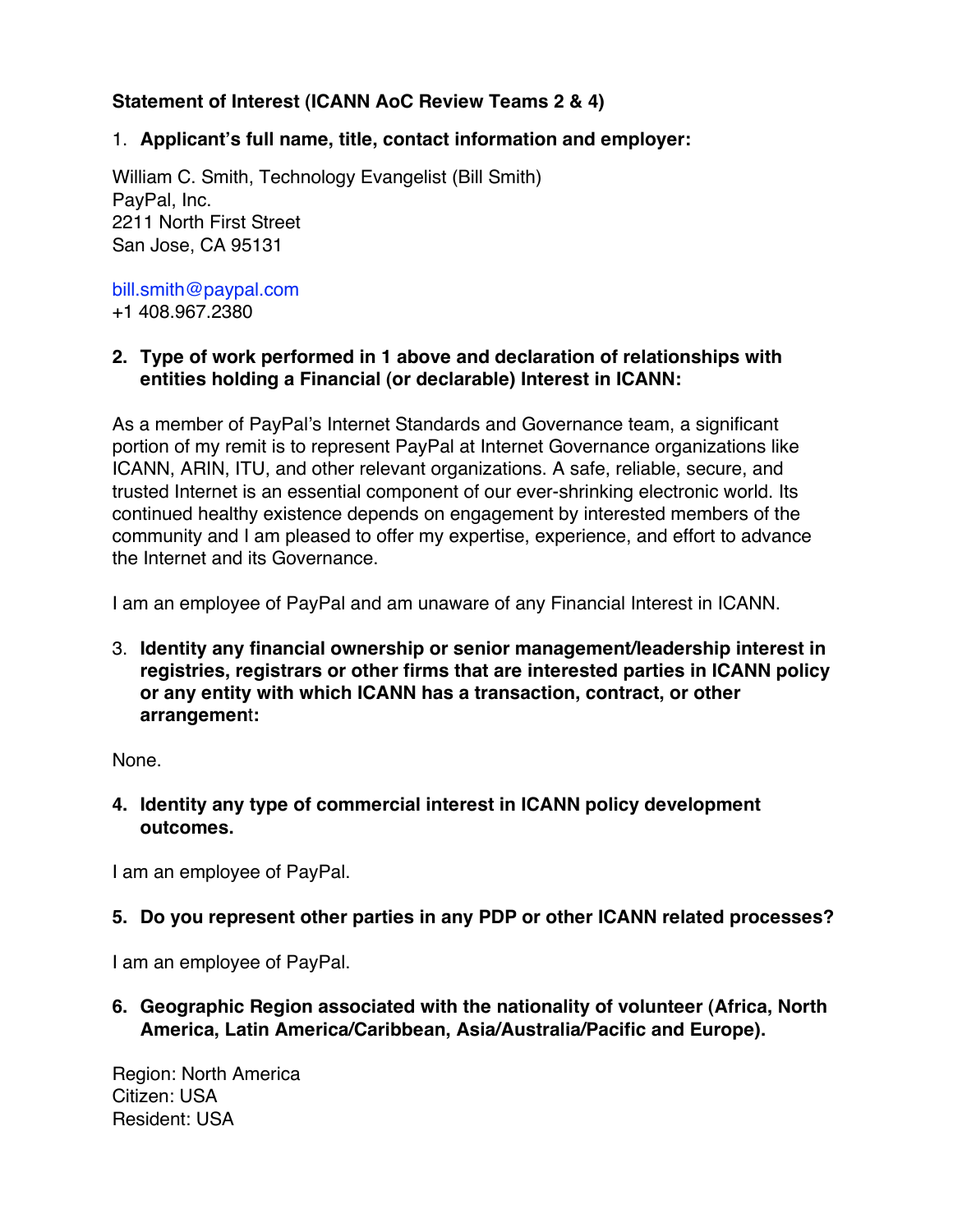**Statement of Interest (ICANN AoC Review Teams 2 & 4)**

1. **Applicant's full name, title, contact information and employer:**

William C. Smith, Technology Evangelist (Bill Smith)
PayPal, Inc.
2211 North First Street
San Jose, CA 95131

bill.smith@paypal.com
+1 408.967.2380

2. **Type of work performed in 1 above and declaration of relationships with entities holding a Financial (or declarable) Interest in ICANN:**

As a member of PayPal's Internet Standards and Governance team, a significant portion of my remit is to represent PayPal at Internet Governance organizations like ICANN, ARIN, ITU, and other relevant organizations. A safe, reliable, secure, and trusted Internet is an essential component of our ever-shrinking electronic world. Its continued healthy existence depends on engagement by interested members of the community and I am pleased to offer my expertise, experience, and effort to advance the Internet and its Governance.

I am an employee of PayPal and am unaware of any Financial Interest in ICANN.

3. **Identity any financial ownership or senior management/leadership interest in registries, registrars or other firms that are interested parties in ICANN policy or any entity with which ICANN has a transaction, contract, or other arrangemen**t**:**

None.

4. **Identity any type of commercial interest in ICANN policy development outcomes.**

I am an employee of PayPal.

5. **Do you represent other parties in any PDP or other ICANN related processes?**

I am an employee of PayPal.

6. **Geographic Region associated with the nationality of volunteer (Africa, North America, Latin America/Caribbean, Asia/Australia/Pacific and Europe).**

Region: North America
Citizen: USA
Resident: USA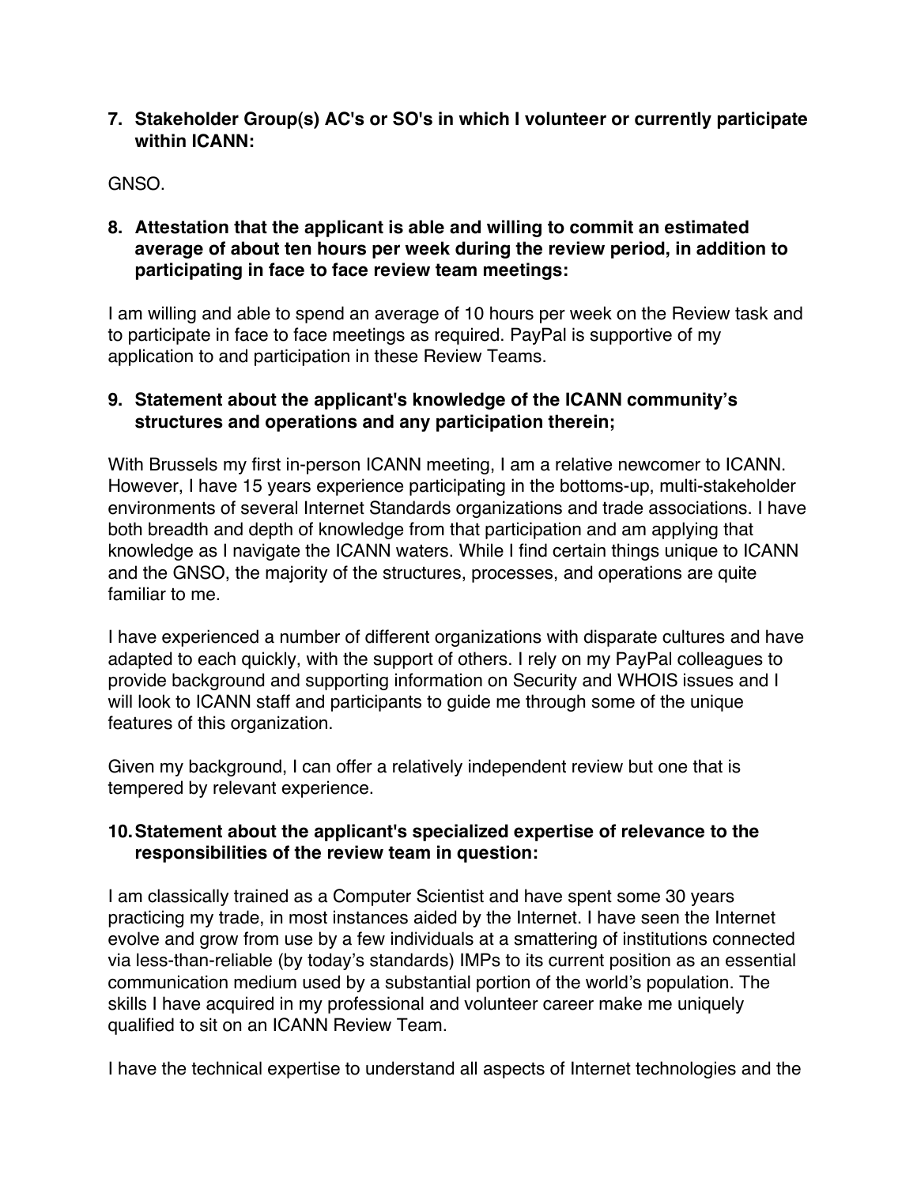**7. Stakeholder Group(s) AC's or SO's in which I volunteer or currently participate within ICANN:**

GNSO.

**8. Attestation that the applicant is able and willing to commit an estimated average of about ten hours per week during the review period, in addition to participating in face to face review team meetings:**

I am willing and able to spend an average of 10 hours per week on the Review task and to participate in face to face meetings as required. PayPal is supportive of my application to and participation in these Review Teams.

**9. Statement about the applicant's knowledge of the ICANN community's structures and operations and any participation therein;**

With Brussels my first in-person ICANN meeting, I am a relative newcomer to ICANN. However, I have 15 years experience participating in the bottoms-up, multi-stakeholder environments of several Internet Standards organizations and trade associations. I have both breadth and depth of knowledge from that participation and am applying that knowledge as I navigate the ICANN waters. While I find certain things unique to ICANN and the GNSO, the majority of the structures, processes, and operations are quite familiar to me.

I have experienced a number of different organizations with disparate cultures and have adapted to each quickly, with the support of others. I rely on my PayPal colleagues to provide background and supporting information on Security and WHOIS issues and I will look to ICANN staff and participants to guide me through some of the unique features of this organization.

Given my background, I can offer a relatively independent review but one that is tempered by relevant experience.

**10. Statement about the applicant's specialized expertise of relevance to the responsibilities of the review team in question:**

I am classically trained as a Computer Scientist and have spent some 30 years practicing my trade, in most instances aided by the Internet. I have seen the Internet evolve and grow from use by a few individuals at a smattering of institutions connected via less-than-reliable (by today's standards) IMPs to its current position as an essential communication medium used by a substantial portion of the world's population. The skills I have acquired in my professional and volunteer career make me uniquely qualified to sit on an ICANN Review Team.

I have the technical expertise to understand all aspects of Internet technologies and the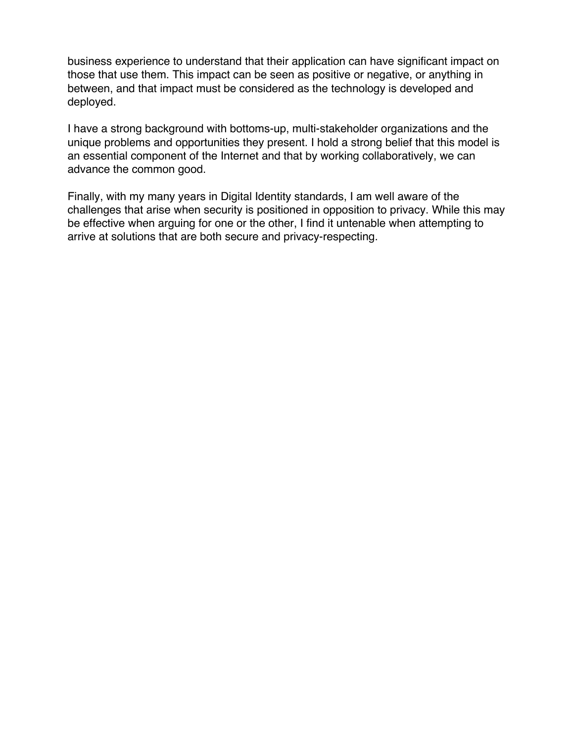business experience to understand that their application can have significant impact on those that use them. This impact can be seen as positive or negative, or anything in between, and that impact must be considered as the technology is developed and deployed.

I have a strong background with bottoms-up, multi-stakeholder organizations and the unique problems and opportunities they present. I hold a strong belief that this model is an essential component of the Internet and that by working collaboratively, we can advance the common good.

Finally, with my many years in Digital Identity standards, I am well aware of the challenges that arise when security is positioned in opposition to privacy. While this may be effective when arguing for one or the other, I find it untenable when attempting to arrive at solutions that are both secure and privacy-respecting.